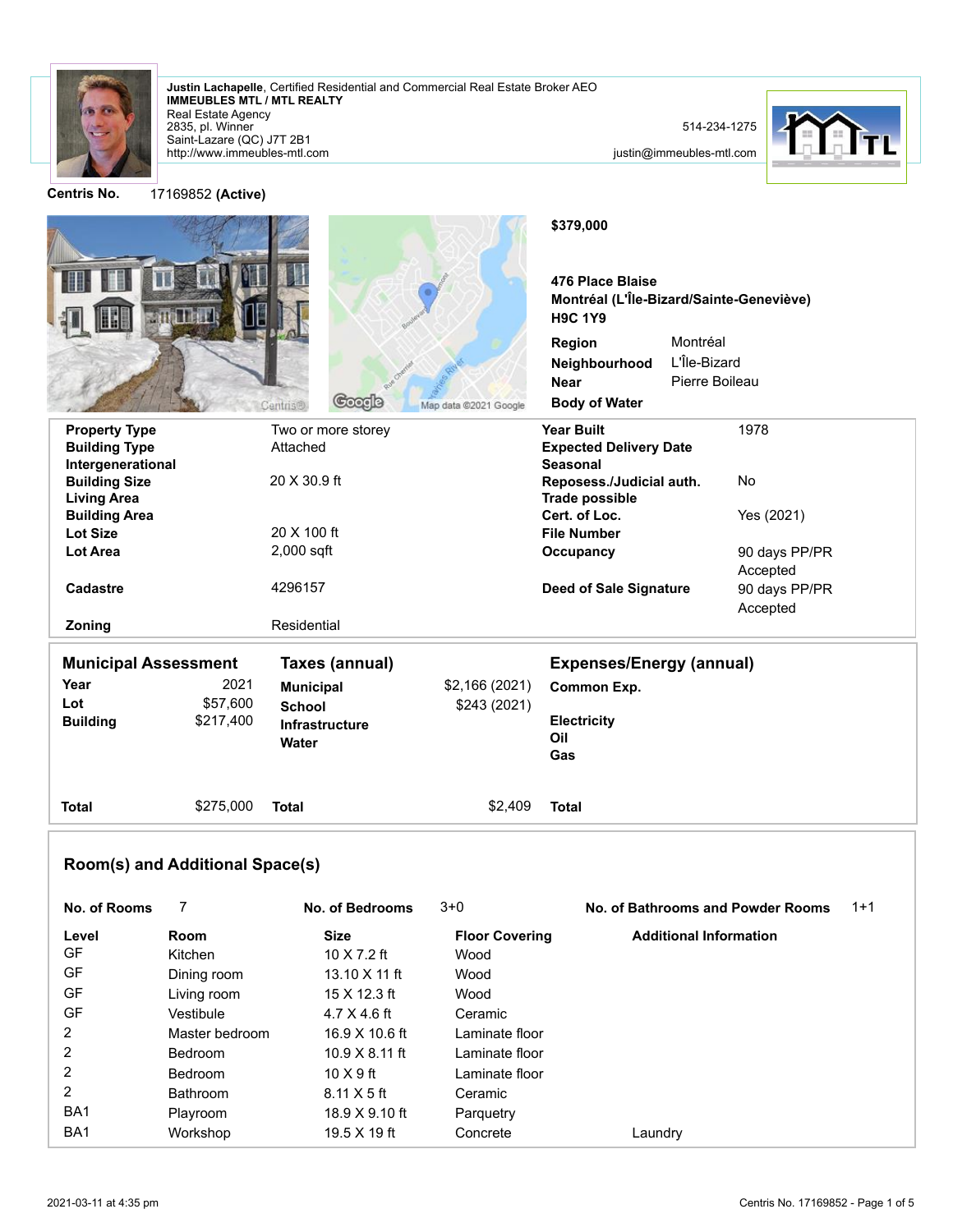**Justin Lachapelle**, Certified Residential and Commercial Real Estate Broker AEO
**IMMEUBLES MTL / MTL REALTY**
Real Estate Agency
2835, pl. Winner
Saint-Lazare (QC) J7T 2B1
http://www.immeubles-mtl.com

514-234-1275
justin@immeubles-mtl.com

**Centris No.** 17169852 **(Active)**

**$379,000**

**476 Place Blaise**
**Montréal (L'Île-Bizard/Sainte-Geneviève)**
**H9C 1Y9**

| | |
|---|---|
| **Region** | Montréal |
| **Neighbourhood** | L'Île-Bizard |
| **Near** | Pierre Boileau |
| **Body of Water** | |

| | | | |
|---|---|---|---|
| **Property Type** | Two or more storey | **Year Built** | 1978 |
| **Building Type** | Attached | **Expected Delivery Date** | |
| **Intergenerational** | | **Seasonal** | |
| **Building Size** | 20 X 30.9 ft | **Reposess./Judicial auth.** | No |
| **Living Area** | | **Trade possible** | |
| **Building Area** | | **Cert. of Loc.** | Yes (2021) |
| **Lot Size** | 20 X 100 ft | **File Number** | |
| **Lot Area** | 2,000 sqft | **Occupancy** | 90 days PP/PR Accepted |
| **Cadastre** | 4296157 | **Deed of Sale Signature** | 90 days PP/PR Accepted |
| **Zoning** | Residential | | |

| **Municipal Assessment** | | **Taxes (annual)** | | **Expenses/Energy (annual)** | |
|---|---|---|---|---|---|
| **Year** | 2021 | **Municipal** | $2,166 (2021) | **Common Exp.** | |
| **Lot** | $57,600 | **School** | $243 (2021) | | |
| **Building** | $217,400 | **Infrastructure** | | **Electricity** | |
| | | **Water** | | **Oil** | |
| | | | | **Gas** | |
| **Total** | $275,000 | **Total** | $2,409 | **Total** | |

## Room(s) and Additional Space(s)

**No. of Rooms** 7 | **No. of Bedrooms** 3+0 | **No. of Bathrooms and Powder Rooms** 1+1

| Level | Room | Size | Floor Covering | Additional Information |
|---|---|---|---|---|
| GF | Kitchen | 10 X 7.2 ft | Wood | |
| GF | Dining room | 13.10 X 11 ft | Wood | |
| GF | Living room | 15 X 12.3 ft | Wood | |
| GF | Vestibule | 4.7 X 4.6 ft | Ceramic | |
| 2 | Master bedroom | 16.9 X 10.6 ft | Laminate floor | |
| 2 | Bedroom | 10.9 X 8.11 ft | Laminate floor | |
| 2 | Bedroom | 10 X 9 ft | Laminate floor | |
| 2 | Bathroom | 8.11 X 5 ft | Ceramic | |
| BA1 | Playroom | 18.9 X 9.10 ft | Parquetry | |
| BA1 | Workshop | 19.5 X 19 ft | Concrete | Laundry |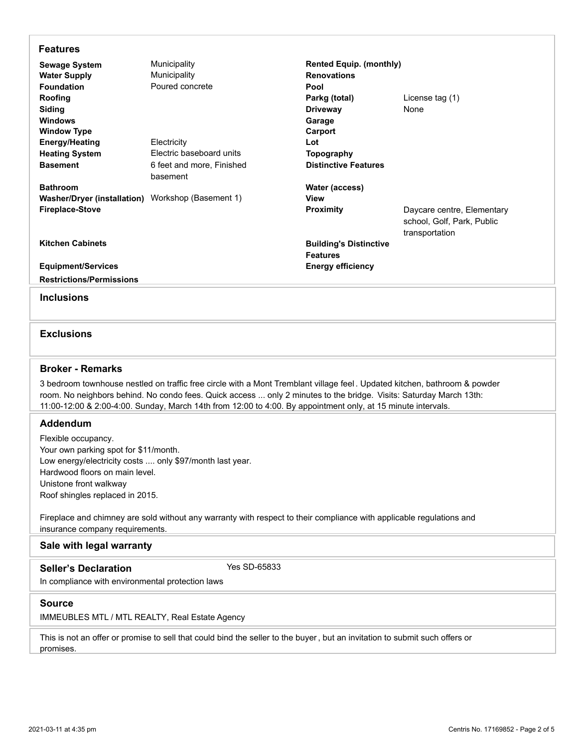## Features

| | | | |
|---|---|---|---|
| **Sewage System** | Municipality | **Rented Equip. (monthly)** | |
| **Water Supply** | Municipality | **Renovations** | |
| **Foundation** | Poured concrete | **Pool** | |
| **Roofing** | | **Parkg (total)** | License tag (1) |
| **Siding** | | **Driveway** | None |
| **Windows** | | **Garage** | |
| **Window Type** | | **Carport** | |
| **Energy/Heating** | Electricity | **Lot** | |
| **Heating System** | Electric baseboard units | **Topography** | |
| **Basement** | 6 feet and more, Finished basement | **Distinctive Features** | |
| **Bathroom** | | **Water (access)** | |
| **Washer/Dryer (installation)** | Workshop (Basement 1) | **View** | |
| **Fireplace-Stove** | | **Proximity** | Daycare centre, Elementary school, Golf, Park, Public transportation |
| **Kitchen Cabinets** | | **Building's Distinctive Features** | |
| **Equipment/Services** | | **Energy efficiency** | |
| **Restrictions/Permissions** | | | |

## Inclusions

## Exclusions

## Broker - Remarks

3 bedroom townhouse nestled on traffic free circle with a Mont Tremblant village feel. Updated kitchen, bathroom & powder room. No neighbors behind. No condo fees. Quick access ... only 2 minutes to the bridge. Visits: Saturday March 13th: 11:00-12:00 & 2:00-4:00. Sunday, March 14th from 12:00 to 4:00. By appointment only, at 15 minute intervals.

## Addendum

Flexible occupancy.
Your own parking spot for $11/month.
Low energy/electricity costs .... only $97/month last year.
Hardwood floors on main level.
Unistone front walkway
Roof shingles replaced in 2015.

Fireplace and chimney are sold without any warranty with respect to their compliance with applicable regulations and insurance company requirements.

## Sale with legal warranty

## Seller's Declaration

Yes SD-65833

In compliance with environmental protection laws

## Source

IMMEUBLES MTL / MTL REALTY, Real Estate Agency

This is not an offer or promise to sell that could bind the seller to the buyer, but an invitation to submit such offers or promises.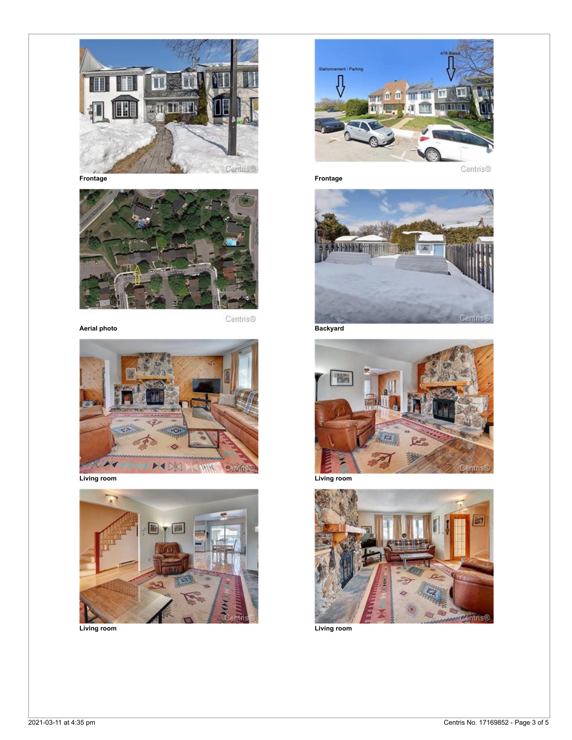Frontage

Frontage

Aerial photo

Backyard

Living room

Living room

Living room

Living room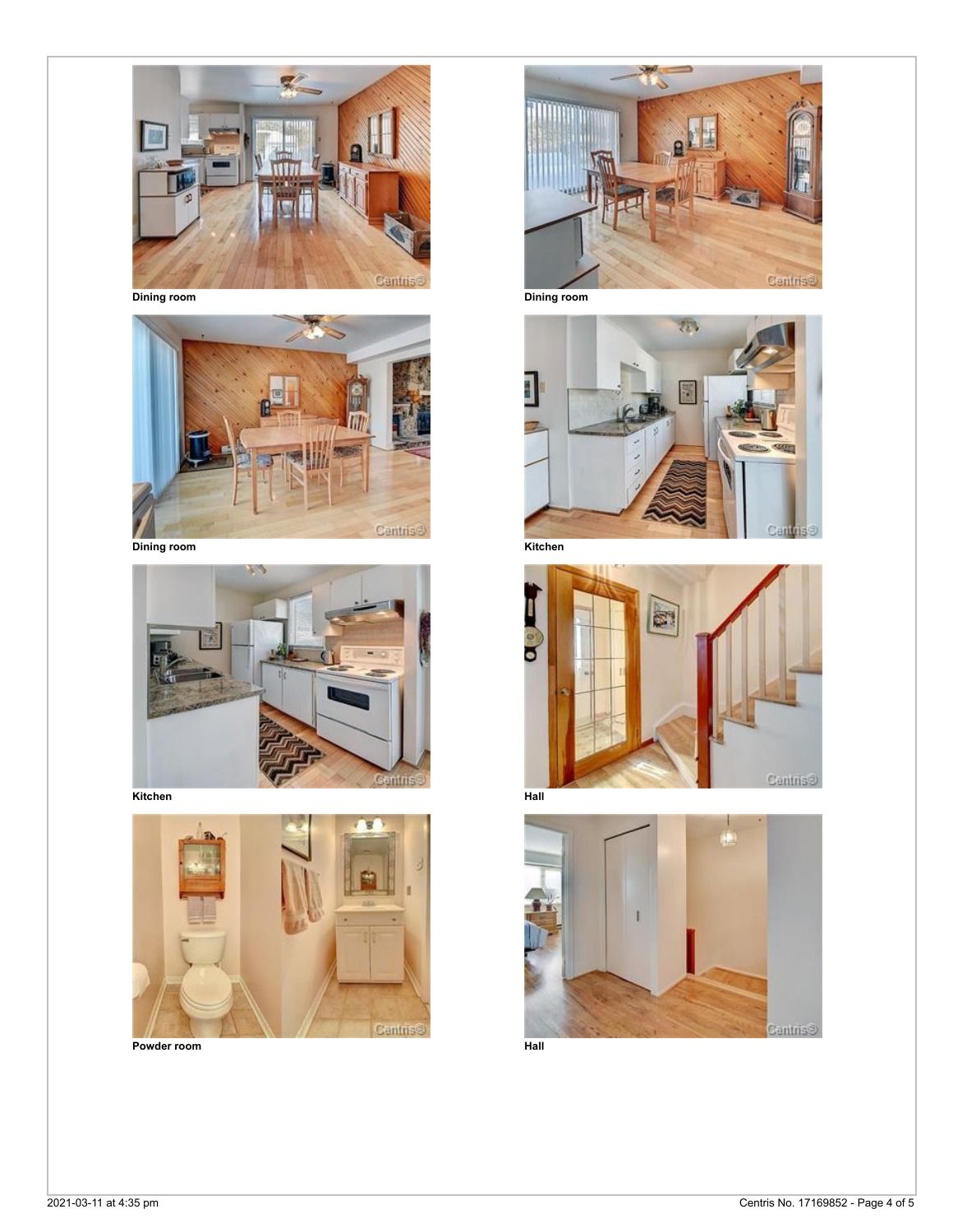Dining room

Dining room

Dining room

Kitchen

Kitchen

Hall

Powder room

Hall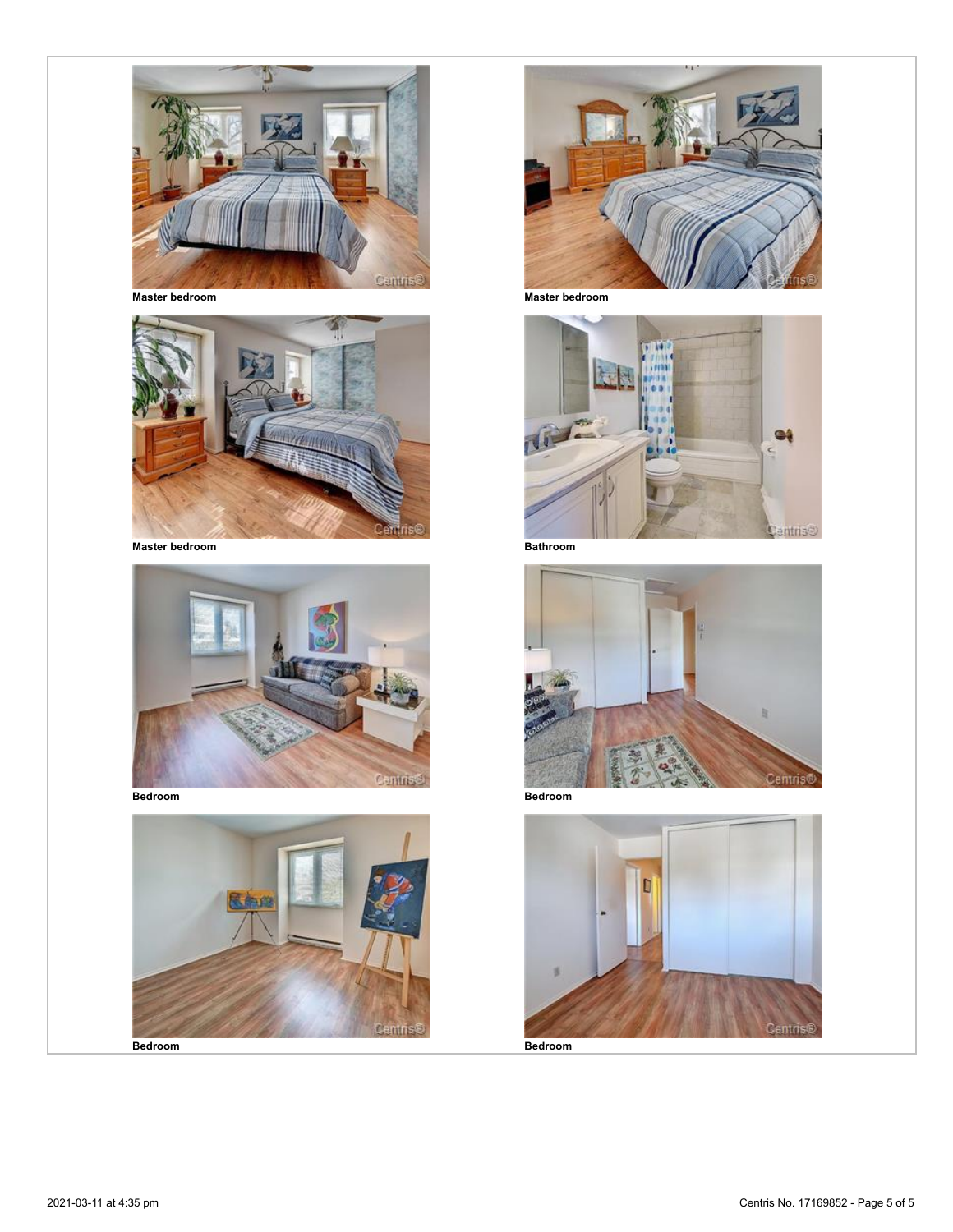Master bedroom

Master bedroom

Master bedroom

Bathroom

Bedroom

Bedroom

Bedroom

Bedroom